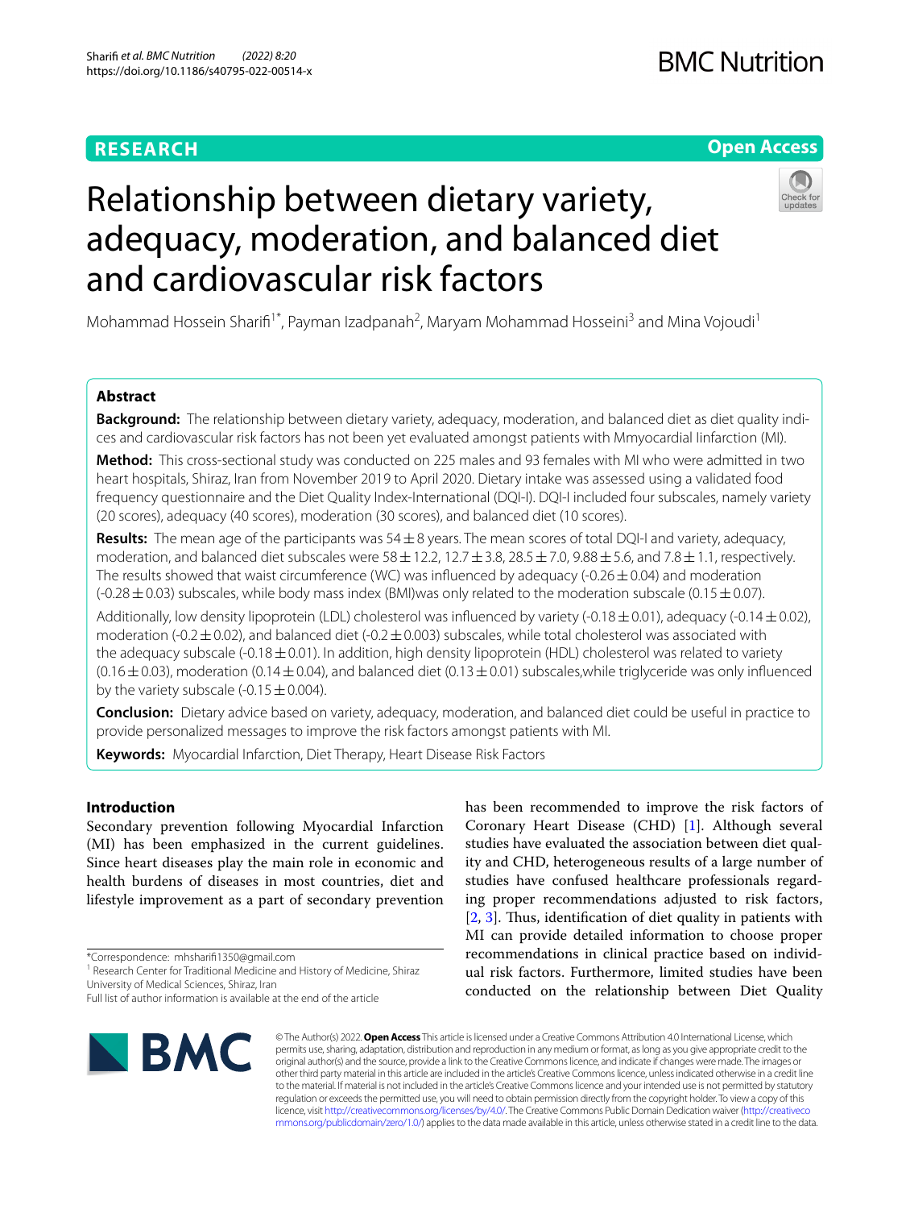**RESEARCH** **Open Access**

# Relationship between dietary variety, adequacy, moderation, and balanced diet and cardiovascular risk factors

Mohammad Hossein Sharifi[1*], Payman Izadpanah[2], Maryam Mohammad Hosseini[3] and Mina Vojoudi[1]

## Abstract

**Background:** The relationship between dietary variety, adequacy, moderation, and balanced diet as diet quality indices and cardiovascular risk factors has not been yet evaluated amongst patients with Mmyocardial Iinfarction (MI).

**Method:** This cross-sectional study was conducted on 225 males and 93 females with MI who were admitted in two heart hospitals, Shiraz, Iran from November 2019 to April 2020. Dietary intake was assessed using a validated food frequency questionnaire and the Diet Quality Index-International (DQI-I). DQI-I included four subscales, namely variety (20 scores), adequacy (40 scores), moderation (30 scores), and balanced diet (10 scores).

**Results:** The mean age of the participants was 54 ± 8 years. The mean scores of total DQI-I and variety, adequacy, moderation, and balanced diet subscales were 58 ± 12.2, 12.7 ± 3.8, 28.5 ± 7.0, 9.88 ± 5.6, and 7.8 ± 1.1, respectively. The results showed that waist circumference (WC) was influenced by adequacy (-0.26 ± 0.04) and moderation (-0.28 ± 0.03) subscales, while body mass index (BMI)was only related to the moderation subscale (0.15 ± 0.07).

Additionally, low density lipoprotein (LDL) cholesterol was influenced by variety (-0.18 ± 0.01), adequacy (-0.14 ± 0.02), moderation (-0.2 ± 0.02), and balanced diet (-0.2 ± 0.003) subscales, while total cholesterol was associated with the adequacy subscale (-0.18 ± 0.01). In addition, high density lipoprotein (HDL) cholesterol was related to variety (0.16 ± 0.03), moderation (0.14 ± 0.04), and balanced diet (0.13 ± 0.01) subscales,while triglyceride was only influenced by the variety subscale (-0.15 ± 0.004).

**Conclusion:** Dietary advice based on variety, adequacy, moderation, and balanced diet could be useful in practice to provide personalized messages to improve the risk factors amongst patients with MI.

**Keywords:** Myocardial Infarction, Diet Therapy, Heart Disease Risk Factors

## Introduction

Secondary prevention following Myocardial Infarction (MI) has been emphasized in the current guidelines. Since heart diseases play the main role in economic and health burdens of diseases in most countries, diet and lifestyle improvement as a part of secondary prevention has been recommended to improve the risk factors of Coronary Heart Disease (CHD) [1]. Although several studies have evaluated the association between diet quality and CHD, heterogeneous results of a large number of studies have confused healthcare professionals regarding proper recommendations adjusted to risk factors, [2, 3]. Thus, identification of diet quality in patients with MI can provide detailed information to choose proper recommendations in clinical practice based on individual risk factors. Furthermore, limited studies have been conducted on the relationship between Diet Quality

*Correspondence: mhsharifi1350@gmail.com

[1] Research Center for Traditional Medicine and History of Medicine, Shiraz University of Medical Sciences, Shiraz, Iran

Full list of author information is available at the end of the article

© The Author(s) 2022. **Open Access** This article is licensed under a Creative Commons Attribution 4.0 International License, which permits use, sharing, adaptation, distribution and reproduction in any medium or format, as long as you give appropriate credit to the original author(s) and the source, provide a link to the Creative Commons licence, and indicate if changes were made. The images or other third party material in this article are included in the article's Creative Commons licence, unless indicated otherwise in a credit line to the material. If material is not included in the article's Creative Commons licence and your intended use is not permitted by statutory regulation or exceeds the permitted use, you will need to obtain permission directly from the copyright holder. To view a copy of this licence, visit http://creativecommons.org/licenses/by/4.0/. The Creative Commons Public Domain Dedication waiver (http://creativecommons.org/publicdomain/zero/1.0/) applies to the data made available in this article, unless otherwise stated in a credit line to the data.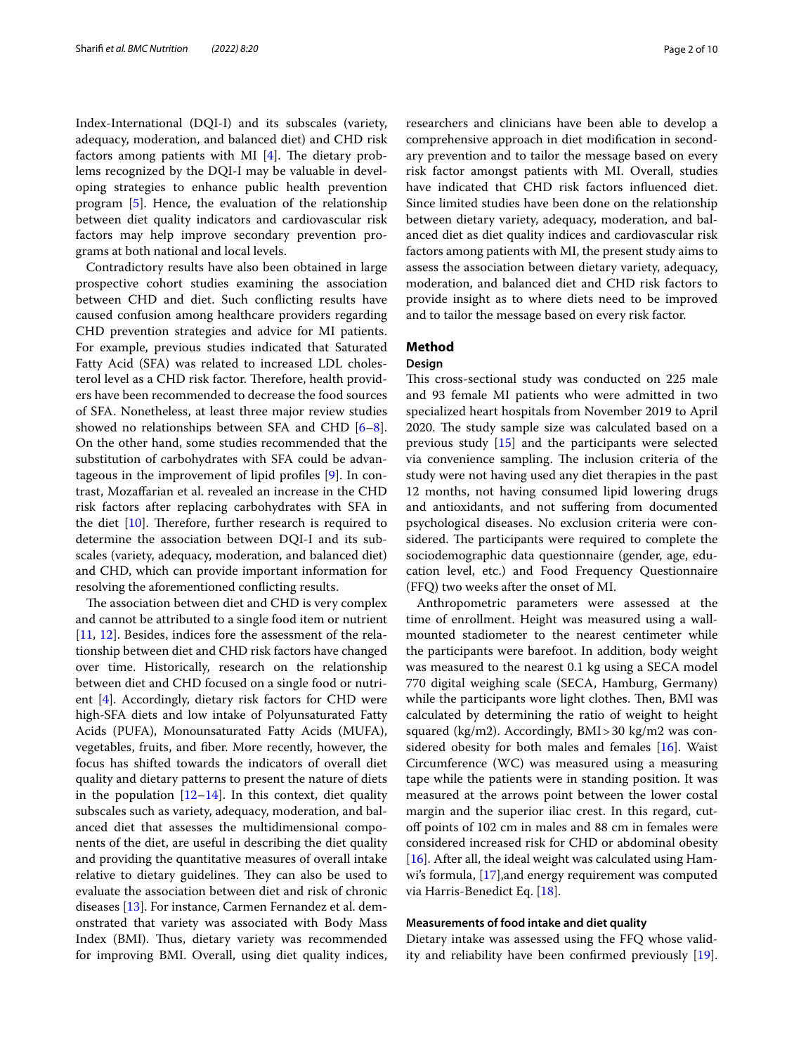Index-International (DQI-I) and its subscales (variety, adequacy, moderation, and balanced diet) and CHD risk factors among patients with MI [4]. The dietary problems recognized by the DQI-I may be valuable in developing strategies to enhance public health prevention program [5]. Hence, the evaluation of the relationship between diet quality indicators and cardiovascular risk factors may help improve secondary prevention programs at both national and local levels.

Contradictory results have also been obtained in large prospective cohort studies examining the association between CHD and diet. Such conflicting results have caused confusion among healthcare providers regarding CHD prevention strategies and advice for MI patients. For example, previous studies indicated that Saturated Fatty Acid (SFA) was related to increased LDL cholesterol level as a CHD risk factor. Therefore, health providers have been recommended to decrease the food sources of SFA. Nonetheless, at least three major review studies showed no relationships between SFA and CHD [6–8]. On the other hand, some studies recommended that the substitution of carbohydrates with SFA could be advantageous in the improvement of lipid profiles [9]. In contrast, Mozaffarian et al. revealed an increase in the CHD risk factors after replacing carbohydrates with SFA in the diet [10]. Therefore, further research is required to determine the association between DQI-I and its subscales (variety, adequacy, moderation, and balanced diet) and CHD, which can provide important information for resolving the aforementioned conflicting results.

The association between diet and CHD is very complex and cannot be attributed to a single food item or nutrient [11, 12]. Besides, indices fore the assessment of the relationship between diet and CHD risk factors have changed over time. Historically, research on the relationship between diet and CHD focused on a single food or nutrient [4]. Accordingly, dietary risk factors for CHD were high-SFA diets and low intake of Polyunsaturated Fatty Acids (PUFA), Monounsaturated Fatty Acids (MUFA), vegetables, fruits, and fiber. More recently, however, the focus has shifted towards the indicators of overall diet quality and dietary patterns to present the nature of diets in the population [12–14]. In this context, diet quality subscales such as variety, adequacy, moderation, and balanced diet that assesses the multidimensional components of the diet, are useful in describing the diet quality and providing the quantitative measures of overall intake relative to dietary guidelines. They can also be used to evaluate the association between diet and risk of chronic diseases [13]. For instance, Carmen Fernandez et al. demonstrated that variety was associated with Body Mass Index (BMI). Thus, dietary variety was recommended for improving BMI. Overall, using diet quality indices, researchers and clinicians have been able to develop a comprehensive approach in diet modification in secondary prevention and to tailor the message based on every risk factor amongst patients with MI. Overall, studies have indicated that CHD risk factors influenced diet. Since limited studies have been done on the relationship between dietary variety, adequacy, moderation, and balanced diet as diet quality indices and cardiovascular risk factors among patients with MI, the present study aims to assess the association between dietary variety, adequacy, moderation, and balanced diet and CHD risk factors to provide insight as to where diets need to be improved and to tailor the message based on every risk factor.

## Method

### Design

This cross-sectional study was conducted on 225 male and 93 female MI patients who were admitted in two specialized heart hospitals from November 2019 to April 2020. The study sample size was calculated based on a previous study [15] and the participants were selected via convenience sampling. The inclusion criteria of the study were not having used any diet therapies in the past 12 months, not having consumed lipid lowering drugs and antioxidants, and not suffering from documented psychological diseases. No exclusion criteria were considered. The participants were required to complete the sociodemographic data questionnaire (gender, age, education level, etc.) and Food Frequency Questionnaire (FFQ) two weeks after the onset of MI.

Anthropometric parameters were assessed at the time of enrollment. Height was measured using a wall-mounted stadiometer to the nearest centimeter while the participants were barefoot. In addition, body weight was measured to the nearest 0.1 kg using a SECA model 770 digital weighing scale (SECA, Hamburg, Germany) while the participants wore light clothes. Then, BMI was calculated by determining the ratio of weight to height squared (kg/m2). Accordingly, BMI > 30 kg/m2 was considered obesity for both males and females [16]. Waist Circumference (WC) was measured using a measuring tape while the patients were in standing position. It was measured at the arrows point between the lower costal margin and the superior iliac crest. In this regard, cut-off points of 102 cm in males and 88 cm in females were considered increased risk for CHD or abdominal obesity [16]. After all, the ideal weight was calculated using Hamwi's formula, [17],and energy requirement was computed via Harris-Benedict Eq. [18].

### Measurements of food intake and diet quality

Dietary intake was assessed using the FFQ whose validity and reliability have been confirmed previously [19].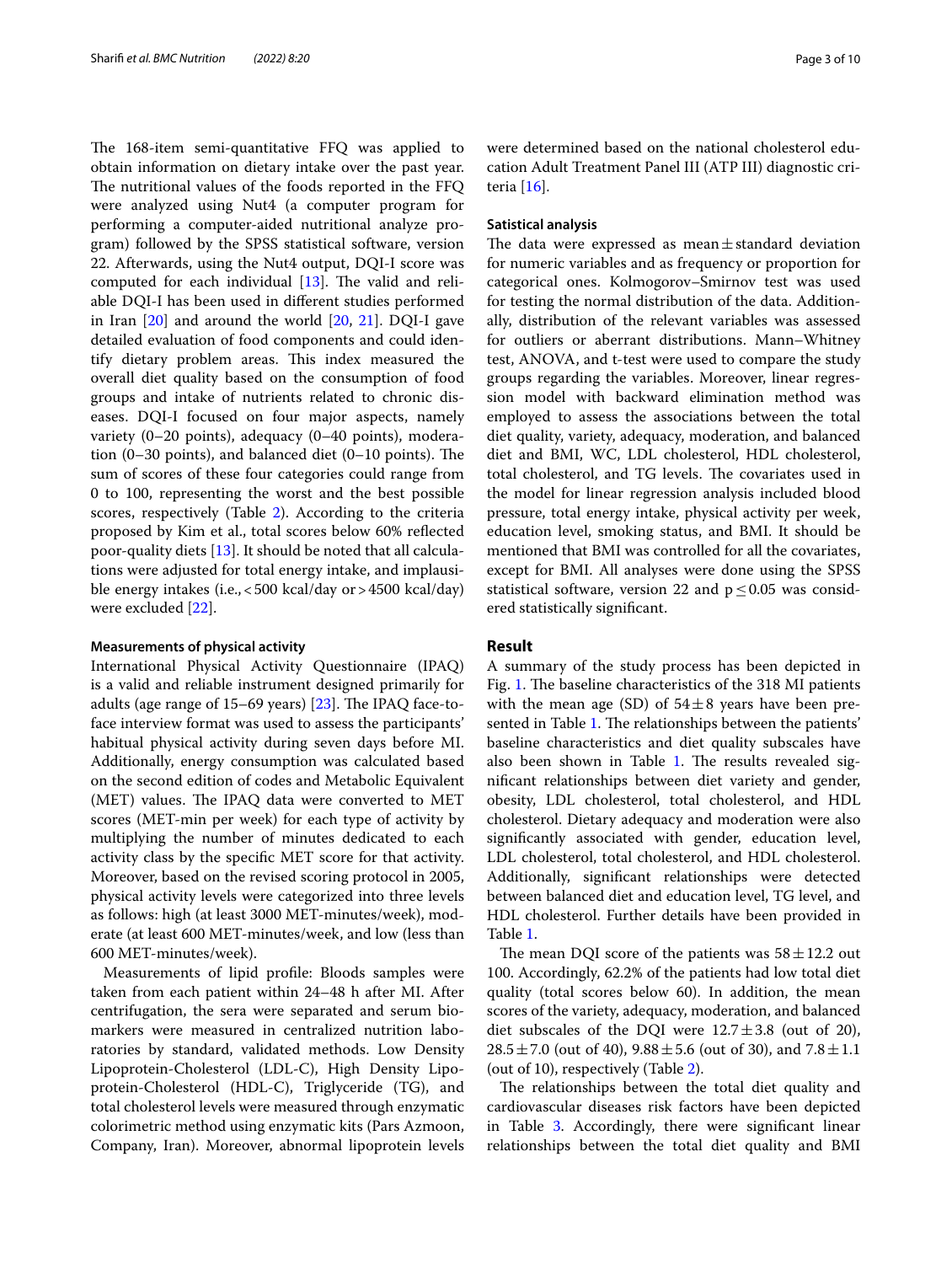The 168-item semi-quantitative FFQ was applied to obtain information on dietary intake over the past year. The nutritional values of the foods reported in the FFQ were analyzed using Nut4 (a computer program for performing a computer-aided nutritional analyze program) followed by the SPSS statistical software, version 22. Afterwards, using the Nut4 output, DQI-I score was computed for each individual [13]. The valid and reliable DQI-I has been used in different studies performed in Iran [20] and around the world [20, 21]. DQI-I gave detailed evaluation of food components and could identify dietary problem areas. This index measured the overall diet quality based on the consumption of food groups and intake of nutrients related to chronic diseases. DQI-I focused on four major aspects, namely variety (0–20 points), adequacy (0–40 points), moderation (0–30 points), and balanced diet (0–10 points). The sum of scores of these four categories could range from 0 to 100, representing the worst and the best possible scores, respectively (Table 2). According to the criteria proposed by Kim et al., total scores below 60% reflected poor-quality diets [13]. It should be noted that all calculations were adjusted for total energy intake, and implausible energy intakes (i.e., < 500 kcal/day or > 4500 kcal/day) were excluded [22].

#### Measurements of physical activity

International Physical Activity Questionnaire (IPAQ) is a valid and reliable instrument designed primarily for adults (age range of 15–69 years) [23]. The IPAQ face-to-face interview format was used to assess the participants' habitual physical activity during seven days before MI. Additionally, energy consumption was calculated based on the second edition of codes and Metabolic Equivalent (MET) values. The IPAQ data were converted to MET scores (MET-min per week) for each type of activity by multiplying the number of minutes dedicated to each activity class by the specific MET score for that activity. Moreover, based on the revised scoring protocol in 2005, physical activity levels were categorized into three levels as follows: high (at least 3000 MET-minutes/week), moderate (at least 600 MET-minutes/week, and low (less than 600 MET-minutes/week).

Measurements of lipid profile: Bloods samples were taken from each patient within 24–48 h after MI. After centrifugation, the sera were separated and serum biomarkers were measured in centralized nutrition laboratories by standard, validated methods. Low Density Lipoprotein-Cholesterol (LDL-C), High Density Lipoprotein-Cholesterol (HDL-C), Triglyceride (TG), and total cholesterol levels were measured through enzymatic colorimetric method using enzymatic kits (Pars Azmoon, Company, Iran). Moreover, abnormal lipoprotein levels were determined based on the national cholesterol education Adult Treatment Panel III (ATP III) diagnostic criteria [16].

#### Satistical analysis

The data were expressed as mean ± standard deviation for numeric variables and as frequency or proportion for categorical ones. Kolmogorov–Smirnov test was used for testing the normal distribution of the data. Additionally, distribution of the relevant variables was assessed for outliers or aberrant distributions. Mann–Whitney test, ANOVA, and t-test were used to compare the study groups regarding the variables. Moreover, linear regression model with backward elimination method was employed to assess the associations between the total diet quality, variety, adequacy, moderation, and balanced diet and BMI, WC, LDL cholesterol, HDL cholesterol, total cholesterol, and TG levels. The covariates used in the model for linear regression analysis included blood pressure, total energy intake, physical activity per week, education level, smoking status, and BMI. It should be mentioned that BMI was controlled for all the covariates, except for BMI. All analyses were done using the SPSS statistical software, version 22 and $p \leq 0.05$ was considered statistically significant.

## Result

A summary of the study process has been depicted in Fig. 1. The baseline characteristics of the 318 MI patients with the mean age (SD) of 54 ± 8 years have been presented in Table 1. The relationships between the patients' baseline characteristics and diet quality subscales have also been shown in Table 1. The results revealed significant relationships between diet variety and gender, obesity, LDL cholesterol, total cholesterol, and HDL cholesterol. Dietary adequacy and moderation were also significantly associated with gender, education level, LDL cholesterol, total cholesterol, and HDL cholesterol. Additionally, significant relationships were detected between balanced diet and education level, TG level, and HDL cholesterol. Further details have been provided in Table 1.

The mean DQI score of the patients was 58 ± 12.2 out 100. Accordingly, 62.2% of the patients had low total diet quality (total scores below 60). In addition, the mean scores of the variety, adequacy, moderation, and balanced diet subscales of the DQI were 12.7 ± 3.8 (out of 20), 28.5 ± 7.0 (out of 40), 9.88 ± 5.6 (out of 30), and 7.8 ± 1.1 (out of 10), respectively (Table 2).

The relationships between the total diet quality and cardiovascular diseases risk factors have been depicted in Table 3. Accordingly, there were significant linear relationships between the total diet quality and BMI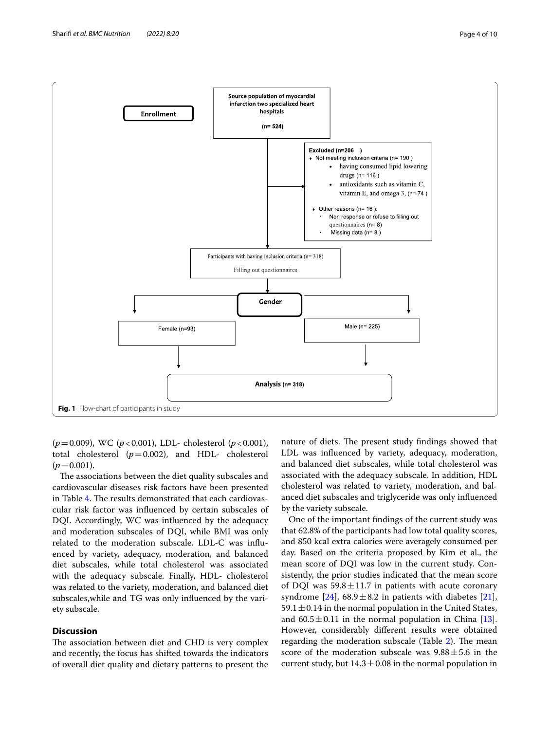**Enrollment**

**Source population of myocardial infarction two specialized heart hospitals**

**(n= 524)**

**Excluded (n=206 )**

- Not meeting inclusion criteria (n= 190 )
  - having consumed lipid lowering drugs (n= 116 )
  - antioxidants such as vitamin C, vitamin E, and omega 3, (n= 74 )
- Other reasons (n= 16 ):
  - Non response or refuse to filling out questionnaires (n= 8)
  - Missing data (n= 8 )

Participants with having inclusion criteria (n= 318)

Filling out questionnaires

**Gender**

Female (n=93)

Male (n= 225)

**Analysis (n= 318)**

**Fig. 1** Flow-chart of participants in study

($p=0.009$), WC ($p<0.001$), LDL- cholesterol ($p<0.001$), total cholesterol ($p=0.002$), and HDL- cholesterol ($p=0.001$).

The associations between the diet quality subscales and cardiovascular diseases risk factors have been presented in Table 4. The results demonstrated that each cardiovascular risk factor was influenced by certain subscales of DQI. Accordingly, WC was influenced by the adequacy and moderation subscales of DQI, while BMI was only related to the moderation subscale. LDL-C was influenced by variety, adequacy, moderation, and balanced diet subscales, while total cholesterol was associated with the adequacy subscale. Finally, HDL- cholesterol was related to the variety, moderation, and balanced diet subscales,while and TG was only influenced by the variety subscale.

## Discussion

The association between diet and CHD is very complex and recently, the focus has shifted towards the indicators of overall diet quality and dietary patterns to present the nature of diets. The present study findings showed that LDL was influenced by variety, adequacy, moderation, and balanced diet subscales, while total cholesterol was associated with the adequacy subscale. In addition, HDL cholesterol was related to variety, moderation, and balanced diet subscales and triglyceride was only influenced by the variety subscale.

One of the important findings of the current study was that 62.8% of the participants had low total quality scores, and 850 kcal extra calories were averagely consumed per day. Based on the criteria proposed by Kim et al., the mean score of DQI was low in the current study. Consistently, the prior studies indicated that the mean score of DQI was $59.8 \pm 11.7$ in patients with acute coronary syndrome [24], $68.9 \pm 8.2$ in patients with diabetes [21], $59.1 \pm 0.14$ in the normal population in the United States, and $60.5 \pm 0.11$ in the normal population in China [13]. However, considerably different results were obtained regarding the moderation subscale (Table 2). The mean score of the moderation subscale was $9.88 \pm 5.6$ in the current study, but $14.3 \pm 0.08$ in the normal population in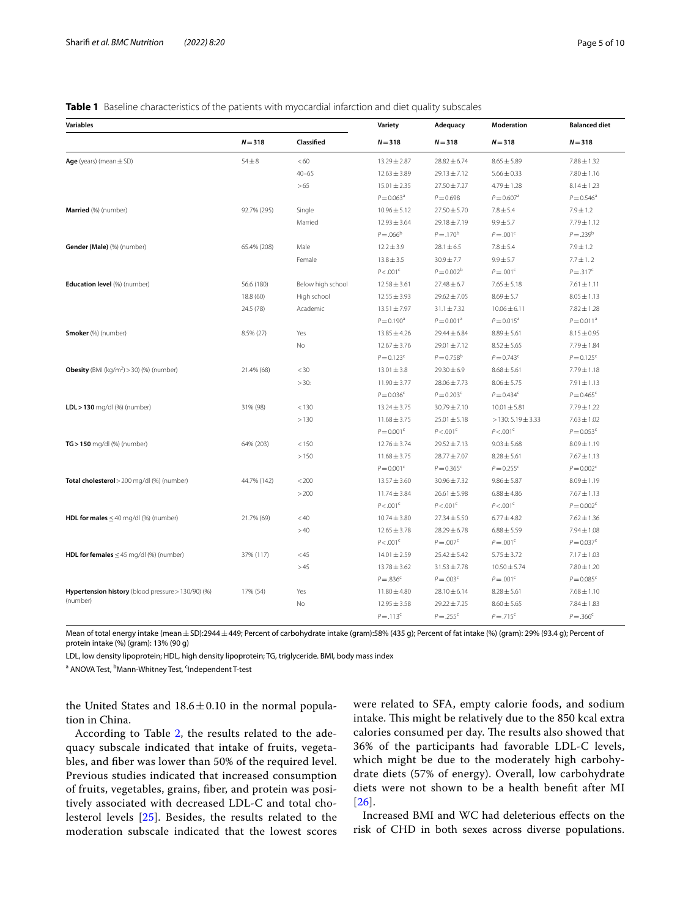**Table 1** Baseline characteristics of the patients with myocardial infarction and diet quality subscales

| Variables | | | Variety | Adequacy | Moderation | Balanced diet |
|---|---|---|---|---|---|---|
| | N = 318 | Classified | N = 318 | N = 318 | N = 318 | N = 318 |
| **Age** (years) (mean ± SD) | 54 ± 8 | < 60 | 13.29 ± 2.87 | 28.82 ± 6.74 | 8.65 ± 5.89 | 7.88 ± 1.32 |
| | | 40–65 | 12.63 ± 3.89 | 29.13 ± 7.12 | 5.66 ± 0.33 | 7.80 ± 1.16 |
| | | > 65 | 15.01 ± 2.35 | 27.50 ± 7.27 | 4.79 ± 1.28 | 8.14 ± 1.23 |
| | | | P = 0.063[a] | P = 0.698 | P = 0.607[a] | P = 0.546[a] |
| **Married** (%) (number) | 92.7% (295) | Single | 10.96 ± 5.12 | 27.50 ± 5.70 | 7.8 ± 5.4 | 7.9 ± 1.2 |
| | | Married | 12.93 ± 3.64 | 29.18 ± 7.19 | 9.9 ± 5.7 | 7.79 ± 1.12 |
| | | | P = .066[b] | P = .170[b] | P = .001[c] | P = .239[b] |
| **Gender (Male)** (%) (number) | 65.4% (208) | Male | 12.2 ± 3.9 | 28.1 ± 6.5 | 7.8 ± 5.4 | 7.9 ± 1.2 |
| | | Female | 13.8 ± 3.5 | 30.9 ± 7.7 | 9.9 ± 5.7 | 7.7 ± 1. 2 |
| | | | P < .001[c] | P = 0.002[b] | P = .001[c] | P = .317[c] |
| **Education level** (%) (number) | 56.6 (180) | Below high school | 12.58 ± 3.61 | 27.48 ± 6.7 | 7.65 ± 5.18 | 7.61 ± 1.11 |
| | 18.8 (60) | High school | 12.55 ± 3.93 | 29.62 ± 7.05 | 8.69 ± 5.7 | 8.05 ± 1.13 |
| | 24.5 (78) | Academic | 13.51 ± 7.97 | 31.1 ± 7.32 | 10.06 ± 6.11 | 7.82 ± 1.28 |
| | | | P = 0.190[a] | P = 0.001[a] | P = 0.015[a] | P = 0.011[a] |
| **Smoker** (%) (number) | 8.5% (27) | Yes | 13.85 ± 4.26 | 29.44 ± 6.84 | 8.89 ± 5.61 | 8.15 ± 0.95 |
| | | No | 12.67 ± 3.76 | 29.01 ± 7.12 | 8.52 ± 5.65 | 7.79 ± 1.84 |
| | | | P = 0.123[c] | P = 0.758[b] | P = 0.743[c] | P = 0.125[c] |
| **Obesity** (BMI (kg/m$^2$) > 30) (%) (number) | 21.4% (68) | < 30 | 13.01 ± 3.8 | 29.30 ± 6.9 | 8.68 ± 5.61 | 7.79 ± 1.18 |
| | | > 30: | 11.90 ± 3.77 | 28.06 ± 7.73 | 8.06 ± 5.75 | 7.91 ± 1.13 |
| | | | P = 0.036[c] | P = 0.203[c] | P = 0.434[c] | P = 0.465[c] |
| **LDL > 130** mg/dl (%) (number) | 31% (98) | < 130 | 13.24 ± 3.75 | 30.79 ± 7.10 | 10.01 ± 5.81 | 7.79 ± 1.22 |
| | | > 130 | 11.68 ± 3.75 | 25.01 ± 5.18 | > 130: 5.19 ± 3.33 | 7.63 ± 1.02 |
| | | | P = 0.001[c] | P < .001[c] | P < .001[c] | P = 0.053[c] |
| **TG > 150** mg/dl (%) (number) | 64% (203) | < 150 | 12.76 ± 3.74 | 29.52 ± 7.13 | 9.03 ± 5.68 | 8.09 ± 1.19 |
| | | > 150 | 11.68 ± 3.75 | 28.77 ± 7.07 | 8.28 ± 5.61 | 7.67 ± 1.13 |
| | | | P = 0.001[c] | P = 0.365[c] | P = 0.255[c] | P = 0.002[c] |
| **Total cholesterol** > 200 mg/dl (%) (number) | 44.7% (142) | < 200 | 13.57 ± 3.60 | 30.96 ± 7.32 | 9.86 ± 5.87 | 8.09 ± 1.19 |
| | | > 200 | 11.74 ± 3.84 | 26.61 ± 5.98 | 6.88 ± 4.86 | 7.67 ± 1.13 |
| | | | P < .001[c] | P < .001[c] | P < .001[c] | P = 0.002[c] |
| **HDL for males** ≤ 40 mg/dl (%) (number) | 21.7% (69) | < 40 | 10.74 ± 3.80 | 27.34 ± 5.50 | 6.77 ± 4.82 | 7.62 ± 1.36 |
| | | > 40 | 12.65 ± 3.78 | 28.29 ± 6.78 | 6.88 ± 5.59 | 7.94 ± 1.08 |
| | | | P < .001[c] | P = .007[c] | P = .001[c] | P = 0.037[c] |
| **HDL for females** ≤ 45 mg/dl (%) (number) | 37% (117) | < 45 | 14.01 ± 2.59 | 25.42 ± 5.42 | 5.75 ± 3.72 | 7.17 ± 1.03 |
| | | > 45 | 13.78 ± 3.62 | 31.53 ± 7.78 | 10.50 ± 5.74 | 7.80 ± 1.20 |
| | | | P = .836[c] | P = .003[c] | P = .001[c] | P = 0.085[c] |
| **Hypertension history** (blood pressure > 130/90) (%) (number) | 17% (54) | Yes | 11.80 ± 4.80 | 28.10 ± 6.14 | 8.28 ± 5.61 | 7.68 ± 1.10 |
| | | No | 12.95 ± 3.58 | 29.22 ± 7.25 | 8.60 ± 5.65 | 7.84 ± 1.83 |
| | | | P = .113[c] | P = .255[c] | P = .715[c] | P = .366[c] |

Mean of total energy intake (mean ± SD):2944 ± 449; Percent of carbohydrate intake (gram):58% (435 g); Percent of fat intake (%) (gram): 29% (93.4 g); Percent of protein intake (%) (gram): 13% (90 g)

LDL, low density lipoprotein; HDL, high density lipoprotein; TG, triglyceride. BMI, body mass index

[a] ANOVA Test, [b] Mann-Whitney Test, [c] Independent T-test

the United States and 18.6 ± 0.10 in the normal population in China.

According to Table 2, the results related to the adequacy subscale indicated that intake of fruits, vegetables, and fiber was lower than 50% of the required level. Previous studies indicated that increased consumption of fruits, vegetables, grains, fiber, and protein was positively associated with decreased LDL-C and total cholesterol levels [25]. Besides, the results related to the moderation subscale indicated that the lowest scores were related to SFA, empty calorie foods, and sodium intake. This might be relatively due to the 850 kcal extra calories consumed per day. The results also showed that 36% of the participants had favorable LDL-C levels, which might be due to the moderately high carbohydrate diets (57% of energy). Overall, low carbohydrate diets were not shown to be a health benefit after MI [26].

Increased BMI and WC had deleterious effects on the risk of CHD in both sexes across diverse populations.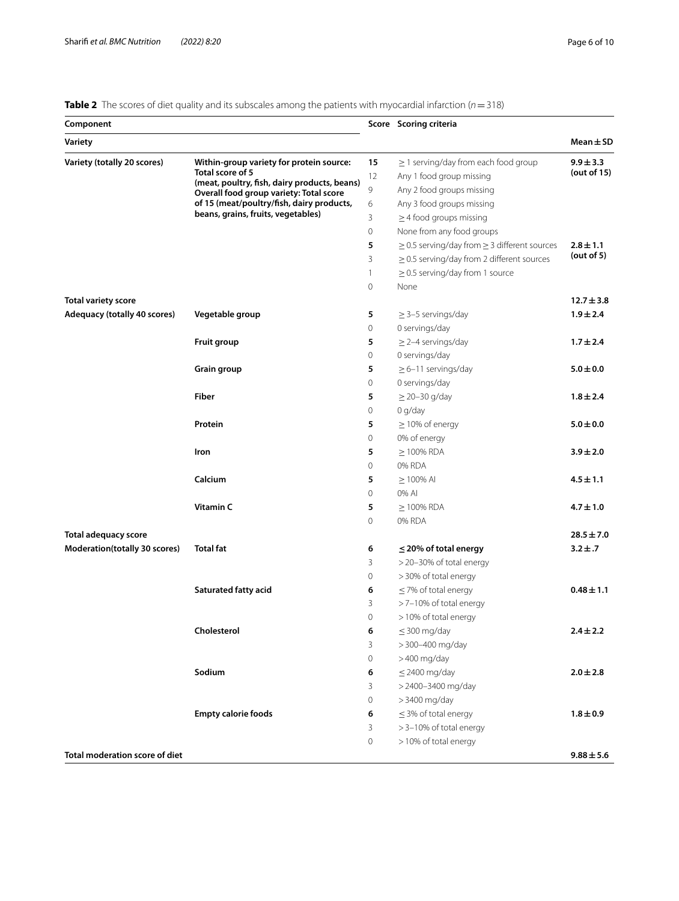**Table 2** The scores of diet quality and its subscales among the patients with myocardial infarction (*n* = 318)

| Component | | Score | Scoring criteria | |
|---|---|---|---|---|
| **Variety** | | | | **Mean ± SD** |
| **Variety (totally 20 scores)** | **Within-group variety for protein source: Total score of 5 (meat, poultry, fish, dairy products, beans) Overall food group variety: Total score of 15 (meat/poultry/fish, dairy products, beans, grains, fruits, vegetables)** | **15** | ≥ 1 serving/day from each food group | **9.9 ± 3.3 (out of 15)** |
| | | 12 | Any 1 food group missing | |
| | | 9 | Any 2 food groups missing | |
| | | 6 | Any 3 food groups missing | |
| | | 3 | ≥ 4 food groups missing | |
| | | 0 | None from any food groups | |
| | | **5** | ≥ 0.5 serving/day from ≥ 3 different sources | **2.8 ± 1.1 (out of 5)** |
| | | 3 | ≥ 0.5 serving/day from 2 different sources | |
| | | 1 | ≥ 0.5 serving/day from 1 source | |
| | | 0 | None | |
| **Total variety score** | | | | **12.7 ± 3.8** |
| **Adequacy (totally 40 scores)** | **Vegetable group** | **5** | ≥ 3–5 servings/day | **1.9 ± 2.4** |
| | | 0 | 0 servings/day | |
| | **Fruit group** | **5** | ≥ 2–4 servings/day | **1.7 ± 2.4** |
| | | 0 | 0 servings/day | |
| | **Grain group** | **5** | ≥ 6–11 servings/day | **5.0 ± 0.0** |
| | | 0 | 0 servings/day | |
| | **Fiber** | **5** | ≥ 20–30 g/day | **1.8 ± 2.4** |
| | | 0 | 0 g/day | |
| | **Protein** | **5** | ≥ 10% of energy | **5.0 ± 0.0** |
| | | 0 | 0% of energy | |
| | **Iron** | **5** | ≥ 100% RDA | **3.9 ± 2.0** |
| | | 0 | 0% RDA | |
| | **Calcium** | **5** | ≥ 100% AI | **4.5 ± 1.1** |
| | | 0 | 0% AI | |
| | **Vitamin C** | **5** | ≥ 100% RDA | **4.7 ± 1.0** |
| | | 0 | 0% RDA | |
| **Total adequacy score** | | | | **28.5 ± 7.0** |
| **Moderation(totally 30 scores)** | **Total fat** | **6** | **≤ 20% of total energy** | **3.2 ± .7** |
| | | 3 | > 20–30% of total energy | |
| | | 0 | > 30% of total energy | |
| | **Saturated fatty acid** | **6** | ≤ 7% of total energy | **0.48 ± 1.1** |
| | | 3 | > 7–10% of total energy | |
| | | 0 | > 10% of total energy | |
| | **Cholesterol** | **6** | ≤ 300 mg/day | **2.4 ± 2.2** |
| | | 3 | > 300–400 mg/day | |
| | | 0 | > 400 mg/day | |
| | **Sodium** | **6** | ≤ 2400 mg/day | **2.0 ± 2.8** |
| | | 3 | > 2400–3400 mg/day | |
| | | 0 | > 3400 mg/day | |
| | **Empty calorie foods** | **6** | ≤ 3% of total energy | **1.8 ± 0.9** |
| | | 3 | > 3–10% of total energy | |
| | | 0 | > 10% of total energy | |
| **Total moderation score of diet** | | | | **9.88 ± 5.6** |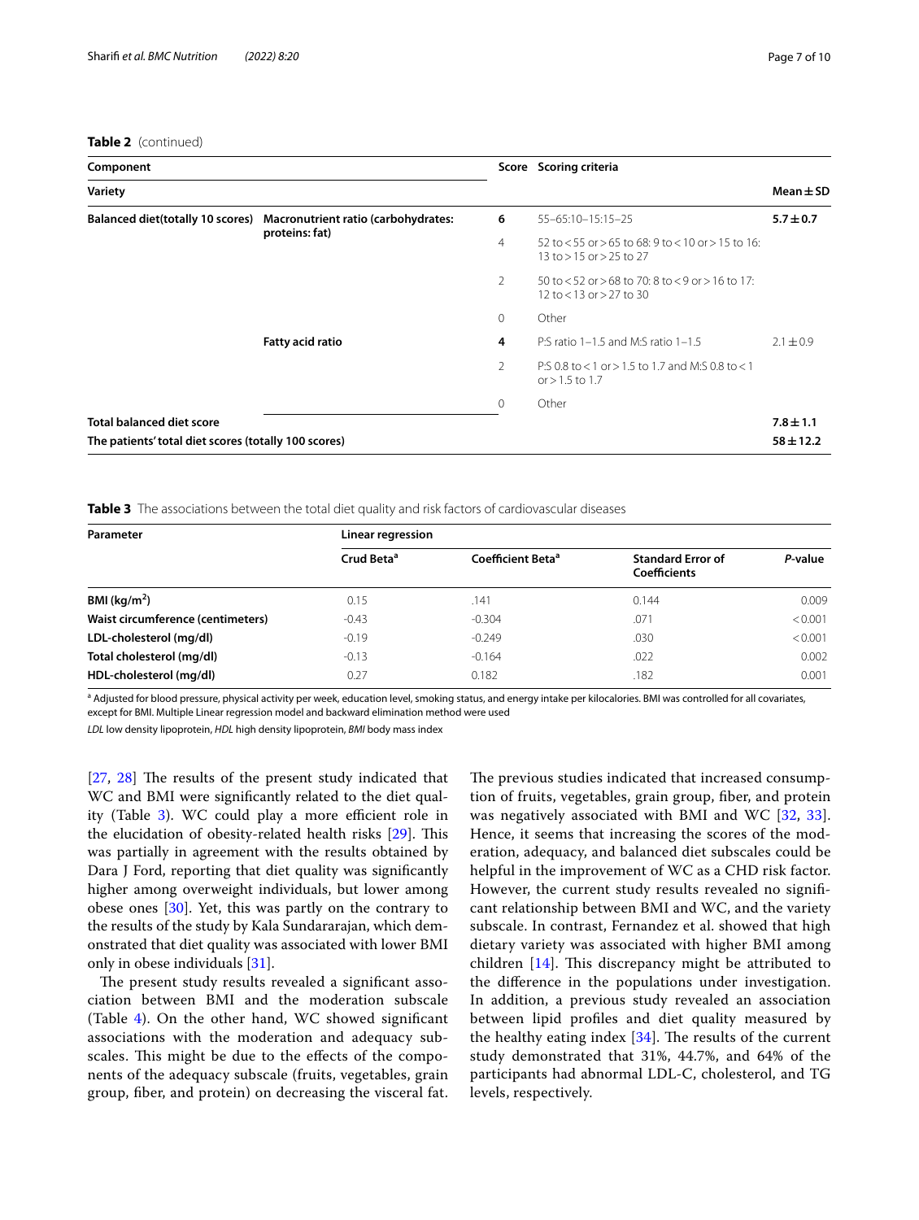**Table 2** (continued)

| Component | | Score | Scoring criteria | |
|---|---|---|---|---|
| Variety | | | | Mean ± SD |
| **Balanced diet(totally 10 scores)** | **Macronutrient ratio (carbohydrates: proteins: fat)** | **6** | 55–65:10–15:15–25 | **5.7 ± 0.7** |
| | | 4 | 52 to < 55 or > 65 to 68: 9 to < 10 or > 15 to 16: 13 to > 15 or > 25 to 27 | |
| | | 2 | 50 to < 52 or > 68 to 70: 8 to < 9 or > 16 to 17: 12 to < 13 or > 27 to 30 | |
| | | 0 | Other | |
| | **Fatty acid ratio** | **4** | P:S ratio 1–1.5 and M:S ratio 1–1.5 | 2.1 ± 0.9 |
| | | 2 | P:S 0.8 to < 1 or > 1.5 to 1.7 and M:S 0.8 to < 1 or > 1.5 to 1.7 | |
| | | 0 | Other | |
| **Total balanced diet score** | | | | **7.8 ± 1.1** |
| **The patients' total diet scores (totally 100 scores)** | | | | **58 ± 12.2** |

**Table 3** The associations between the total diet quality and risk factors of cardiovascular diseases

| Parameter | Linear regression | | | |
|---|---|---|---|---|
| | Crud Beta[a] | Coefficient Beta[a] | Standard Error of Coefficients | *P*-value |
| **BMI (kg/m$^2$)** | 0.15 | .141 | 0.144 | 0.009 |
| **Waist circumference (centimeters)** | -0.43 | -0.304 | .071 | < 0.001 |
| **LDL-cholesterol (mg/dl)** | -0.19 | -0.249 | .030 | < 0.001 |
| **Total cholesterol (mg/dl)** | -0.13 | -0.164 | .022 | 0.002 |
| **HDL-cholesterol (mg/dl)** | 0.27 | 0.182 | .182 | 0.001 |

[a] Adjusted for blood pressure, physical activity per week, education level, smoking status, and energy intake per kilocalories. BMI was controlled for all covariates, except for BMI. Multiple Linear regression model and backward elimination method were used

*LDL* low density lipoprotein, *HDL* high density lipoprotein, *BMI* body mass index

[27, 28] The results of the present study indicated that WC and BMI were significantly related to the diet quality (Table 3). WC could play a more efficient role in the elucidation of obesity-related health risks [29]. This was partially in agreement with the results obtained by Dara J Ford, reporting that diet quality was significantly higher among overweight individuals, but lower among obese ones [30]. Yet, this was partly on the contrary to the results of the study by Kala Sundararajan, which demonstrated that diet quality was associated with lower BMI only in obese individuals [31].

The present study results revealed a significant association between BMI and the moderation subscale (Table 4). On the other hand, WC showed significant associations with the moderation and adequacy subscales. This might be due to the effects of the components of the adequacy subscale (fruits, vegetables, grain group, fiber, and protein) on decreasing the visceral fat. The previous studies indicated that increased consumption of fruits, vegetables, grain group, fiber, and protein was negatively associated with BMI and WC [32, 33]. Hence, it seems that increasing the scores of the moderation, adequacy, and balanced diet subscales could be helpful in the improvement of WC as a CHD risk factor. However, the current study results revealed no significant relationship between BMI and WC, and the variety subscale. In contrast, Fernandez et al. showed that high dietary variety was associated with higher BMI among children [14]. This discrepancy might be attributed to the difference in the populations under investigation. In addition, a previous study revealed an association between lipid profiles and diet quality measured by the healthy eating index [34]. The results of the current study demonstrated that 31%, 44.7%, and 64% of the participants had abnormal LDL-C, cholesterol, and TG levels, respectively.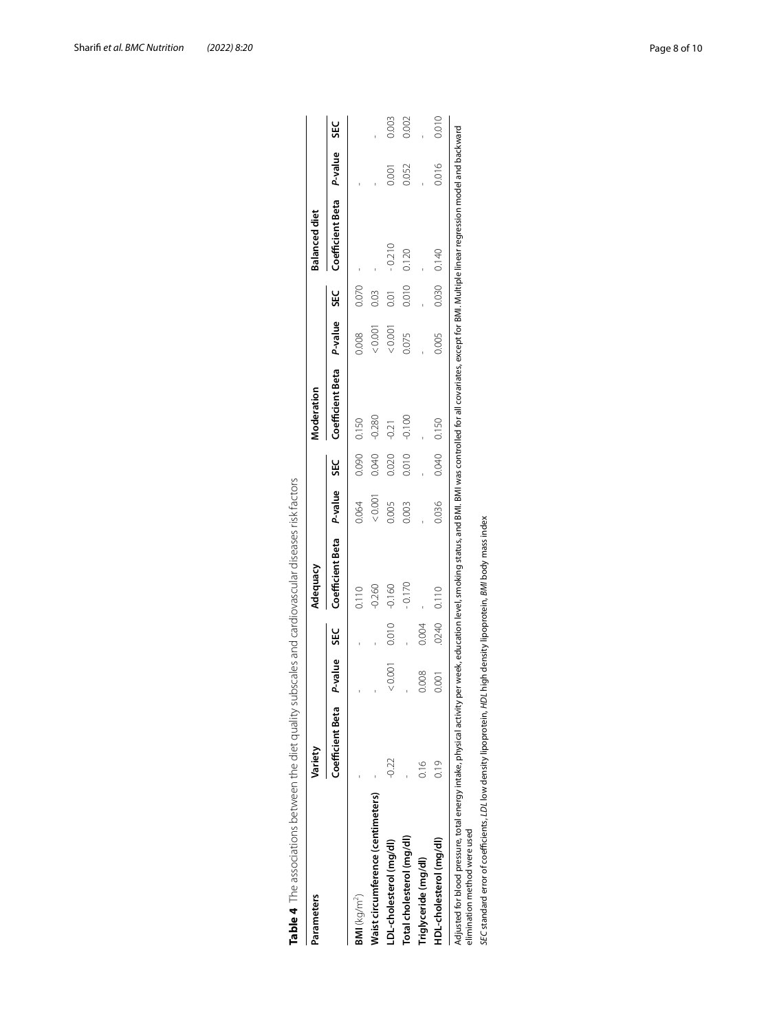**Table 4** The associations between the diet quality subscales and cardiovascular diseases risk factors

| Parameters | Variety | | | Adequacy | | | Moderation | | | Balanced diet | | |
|---|---|---|---|---|---|---|---|---|---|---|---|---|
| | Coefficient Beta | *P*-value | SEC | Coefficient Beta | *P*-value | SEC | Coefficient Beta | *P*-value | SEC | Coefficient Beta | *P*-value | SEC |
| **BMI** (kg/m$^2$) | - | - | - | 0.110 | 0.064 | 0.090 | 0.150 | 0.008 | 0.070 | - | - | |
| **Waist circumference (centimeters)** | - | - | - | -0.260 | < 0.001 | 0.040 | -0.280 | < 0.001 | 0.03 | - | - | - |
| **LDL-cholesterol (mg/dl)** | -0.22 | < 0.001 | 0.010 | -0.160 | 0.005 | 0.020 | -0.21 | < 0.001 | 0.01 | - 0.210 | 0.001 | 0.003 |
| **Total cholesterol (mg/dl)** | - | - | - | - 0.170 | 0.003 | 0.010 | -0.100 | 0.075 | 0.010 | 0.120 | 0.052 | 0.002 |
| **Triglyceride (mg/dl)** | 0.16 | 0.008 | 0.004 | - | - | - | - | - | - | - | - | - |
| **HDL-cholesterol (mg/dl)** | 0.19 | 0.001 | .0240 | 0.110 | 0.036 | 0.040 | 0.150 | 0.005 | 0.030 | 0.140 | 0.016 | 0.010 |

Adjusted for blood pressure, total energy intake, physical activity per week, education level, smoking status, and BMI. BMI was controlled for all covariates, except for BMI. Multiple linear regression model and backward elimination method were used

*SEC* standard error of coefficients, *LDL* low density lipoprotein, *HDL* high density lipoprotein, *BMI* body mass index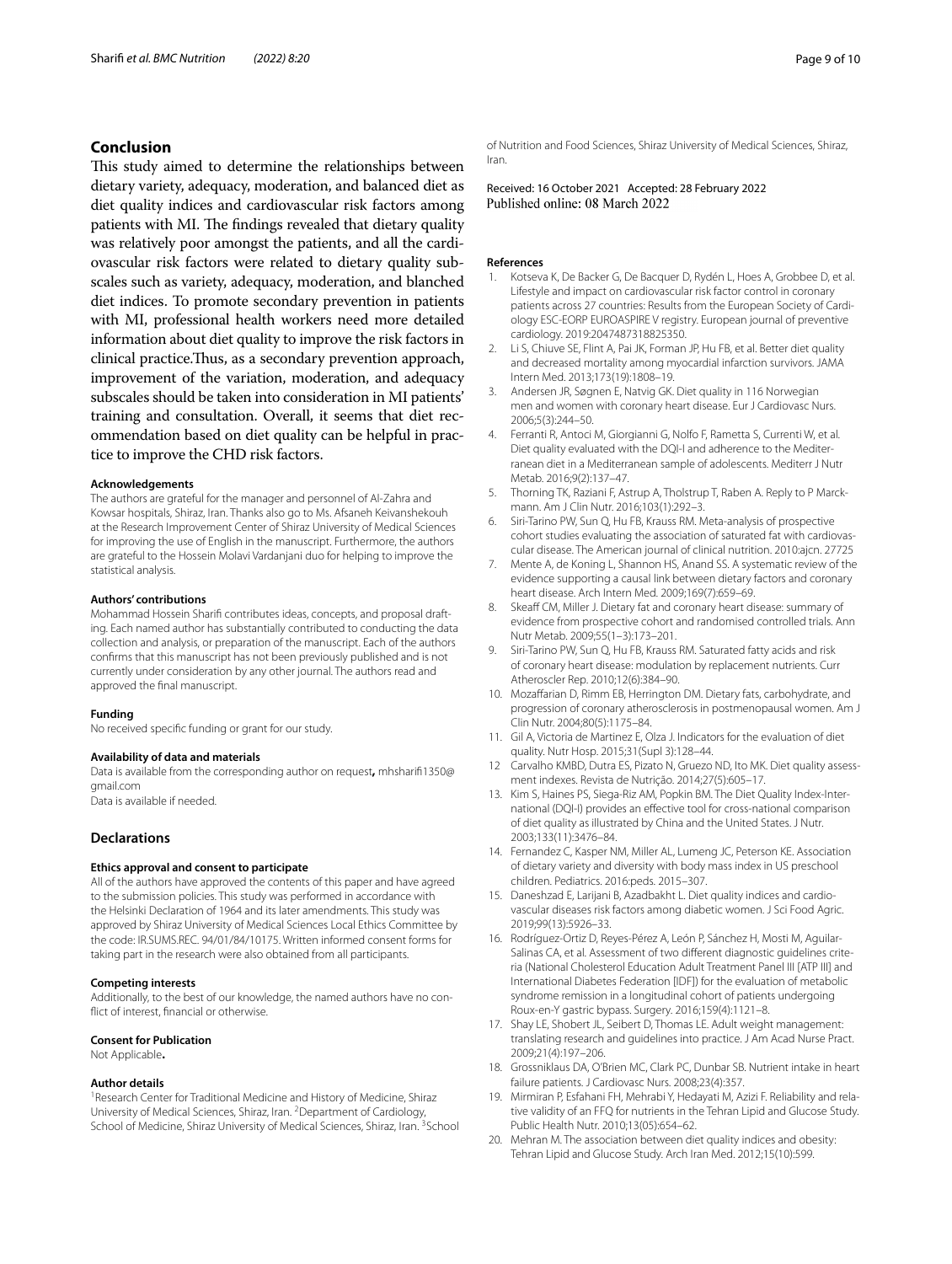## Conclusion

This study aimed to determine the relationships between dietary variety, adequacy, moderation, and balanced diet as diet quality indices and cardiovascular risk factors among patients with MI. The findings revealed that dietary quality was relatively poor amongst the patients, and all the cardiovascular risk factors were related to dietary quality subscales such as variety, adequacy, moderation, and blanched diet indices. To promote secondary prevention in patients with MI, professional health workers need more detailed information about diet quality to improve the risk factors in clinical practice.Thus, as a secondary prevention approach, improvement of the variation, moderation, and adequacy subscales should be taken into consideration in MI patients' training and consultation. Overall, it seems that diet recommendation based on diet quality can be helpful in practice to improve the CHD risk factors.

#### Acknowledgements

The authors are grateful for the manager and personnel of Al-Zahra and Kowsar hospitals, Shiraz, Iran. Thanks also go to Ms. Afsaneh Keivanshekouh at the Research Improvement Center of Shiraz University of Medical Sciences for improving the use of English in the manuscript. Furthermore, the authors are grateful to the Hossein Molavi Vardanjani duo for helping to improve the statistical analysis.

#### Authors' contributions

Mohammad Hossein Sharifi contributes ideas, concepts, and proposal drafting. Each named author has substantially contributed to conducting the data collection and analysis, or preparation of the manuscript. Each of the authors confirms that this manuscript has not been previously published and is not currently under consideration by any other journal. The authors read and approved the final manuscript.

#### Funding

No received specific funding or grant for our study.

#### Availability of data and materials

Data is available from the corresponding author on request**,** mhsharifi1350@gmail.com

Data is available if needed.

## Declarations

#### Ethics approval and consent to participate

All of the authors have approved the contents of this paper and have agreed to the submission policies. This study was performed in accordance with the Helsinki Declaration of 1964 and its later amendments. This study was approved by Shiraz University of Medical Sciences Local Ethics Committee by the code: IR.SUMS.REC. 94/01/84/10175. Written informed consent forms for taking part in the research were also obtained from all participants.

#### Competing interests

Additionally, to the best of our knowledge, the named authors have no conflict of interest, financial or otherwise.

#### Consent for Publication

Not Applicable**.**

#### Author details

[1]Research Center for Traditional Medicine and History of Medicine, Shiraz University of Medical Sciences, Shiraz, Iran. [2]Department of Cardiology, School of Medicine, Shiraz University of Medical Sciences, Shiraz, Iran. [3]School of Nutrition and Food Sciences, Shiraz University of Medical Sciences, Shiraz, Iran.

Received: 16 October 2021 Accepted: 28 February 2022
Published online: 08 March 2022

#### References

1. Kotseva K, De Backer G, De Bacquer D, Rydén L, Hoes A, Grobbee D, et al. Lifestyle and impact on cardiovascular risk factor control in coronary patients across 27 countries: Results from the European Society of Cardiology ESC-EORP EUROASPIRE V registry. European journal of preventive cardiology. 2019:2047487318825350.
2. Li S, Chiuve SE, Flint A, Pai JK, Forman JP, Hu FB, et al. Better diet quality and decreased mortality among myocardial infarction survivors. JAMA Intern Med. 2013;173(19):1808–19.
3. Andersen JR, Søgnen E, Natvig GK. Diet quality in 116 Norwegian men and women with coronary heart disease. Eur J Cardiovasc Nurs. 2006;5(3):244–50.
4. Ferranti R, Antoci M, Giorgianni G, Nolfo F, Rametta S, Currenti W, et al. Diet quality evaluated with the DQI-I and adherence to the Mediterranean diet in a Mediterranean sample of adolescents. Mediterr J Nutr Metab. 2016;9(2):137–47.
5. Thorning TK, Raziani F, Astrup A, Tholstrup T, Raben A. Reply to P Marckmann. Am J Clin Nutr. 2016;103(1):292–3.
6. Siri-Tarino PW, Sun Q, Hu FB, Krauss RM. Meta-analysis of prospective cohort studies evaluating the association of saturated fat with cardiovascular disease. The American journal of clinical nutrition. 2010:ajcn. 27725
7. Mente A, de Koning L, Shannon HS, Anand SS. A systematic review of the evidence supporting a causal link between dietary factors and coronary heart disease. Arch Intern Med. 2009;169(7):659–69.
8. Skeaff CM, Miller J. Dietary fat and coronary heart disease: summary of evidence from prospective cohort and randomised controlled trials. Ann Nutr Metab. 2009;55(1–3):173–201.
9. Siri-Tarino PW, Sun Q, Hu FB, Krauss RM. Saturated fatty acids and risk of coronary heart disease: modulation by replacement nutrients. Curr Atheroscler Rep. 2010;12(6):384–90.
10. Mozaffarian D, Rimm EB, Herrington DM. Dietary fats, carbohydrate, and progression of coronary atherosclerosis in postmenopausal women. Am J Clin Nutr. 2004;80(5):1175–84.
11. Gil A, Victoria de Martinez E, Olza J. Indicators for the evaluation of diet quality. Nutr Hosp. 2015;31(Supl 3):128–44.
12. Carvalho KMBD, Dutra ES, Pizato N, Gruezo ND, Ito MK. Diet quality assessment indexes. Revista de Nutrição. 2014;27(5):605–17.
13. Kim S, Haines PS, Siega-Riz AM, Popkin BM. The Diet Quality Index-International (DQI-I) provides an effective tool for cross-national comparison of diet quality as illustrated by China and the United States. J Nutr. 2003;133(11):3476–84.
14. Fernandez C, Kasper NM, Miller AL, Lumeng JC, Peterson KE. Association of dietary variety and diversity with body mass index in US preschool children. Pediatrics. 2016:peds. 2015–307.
15. Daneshzad E, Larijani B, Azadbakht L. Diet quality indices and cardiovascular diseases risk factors among diabetic women. J Sci Food Agric. 2019;99(13):5926–33.
16. Rodríguez-Ortiz D, Reyes-Pérez A, León P, Sánchez H, Mosti M, Aguilar-Salinas CA, et al. Assessment of two different diagnostic guidelines criteria (National Cholesterol Education Adult Treatment Panel III [ATP III] and International Diabetes Federation [IDF]) for the evaluation of metabolic syndrome remission in a longitudinal cohort of patients undergoing Roux-en-Y gastric bypass. Surgery. 2016;159(4):1121–8.
17. Shay LE, Shobert JL, Seibert D, Thomas LE. Adult weight management: translating research and guidelines into practice. J Am Acad Nurse Pract. 2009;21(4):197–206.
18. Grossniklaus DA, O'Brien MC, Clark PC, Dunbar SB. Nutrient intake in heart failure patients. J Cardiovasc Nurs. 2008;23(4):357.
19. Mirmiran P, Esfahani FH, Mehrabi Y, Hedayati M, Azizi F. Reliability and relative validity of an FFQ for nutrients in the Tehran Lipid and Glucose Study. Public Health Nutr. 2010;13(05):654–62.
20. Mehran M. The association between diet quality indices and obesity: Tehran Lipid and Glucose Study. Arch Iran Med. 2012;15(10):599.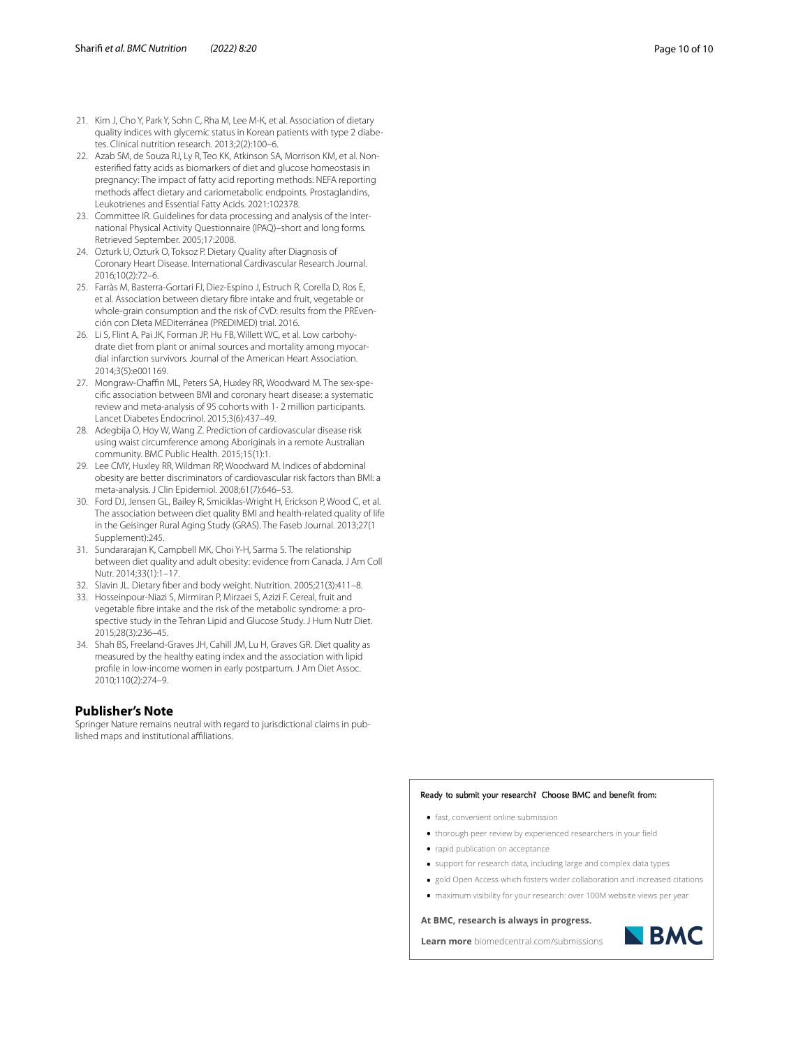21. Kim J, Cho Y, Park Y, Sohn C, Rha M, Lee M-K, et al. Association of dietary quality indices with glycemic status in Korean patients with type 2 diabetes. Clinical nutrition research. 2013;2(2):100–6.
22. Azab SM, de Souza RJ, Ly R, Teo KK, Atkinson SA, Morrison KM, et al. Non-esterified fatty acids as biomarkers of diet and glucose homeostasis in pregnancy: The impact of fatty acid reporting methods: NEFA reporting methods affect dietary and cariometabolic endpoints. Prostaglandins, Leukotrienes and Essential Fatty Acids. 2021:102378.
23. Committee IR. Guidelines for data processing and analysis of the International Physical Activity Questionnaire (IPAQ)–short and long forms. Retrieved September. 2005;17:2008.
24. Ozturk U, Ozturk O, Toksoz P. Dietary Quality after Diagnosis of Coronary Heart Disease. International Cardivascular Research Journal. 2016;10(2):72–6.
25. Farràs M, Basterra-Gortari FJ, Diez-Espino J, Estruch R, Corella D, Ros E, et al. Association between dietary fibre intake and fruit, vegetable or whole-grain consumption and the risk of CVD: results from the PREvención con DIeta MEDiterránea (PREDIMED) trial. 2016.
26. Li S, Flint A, Pai JK, Forman JP, Hu FB, Willett WC, et al. Low carbohydrate diet from plant or animal sources and mortality among myocardial infarction survivors. Journal of the American Heart Association. 2014;3(5):e001169.
27. Mongraw-Chaffin ML, Peters SA, Huxley RR, Woodward M. The sex-specific association between BMI and coronary heart disease: a systematic review and meta-analysis of 95 cohorts with 1· 2 million participants. Lancet Diabetes Endocrinol. 2015;3(6):437–49.
28. Adegbija O, Hoy W, Wang Z. Prediction of cardiovascular disease risk using waist circumference among Aboriginals in a remote Australian community. BMC Public Health. 2015;15(1):1.
29. Lee CMY, Huxley RR, Wildman RP, Woodward M. Indices of abdominal obesity are better discriminators of cardiovascular risk factors than BMI: a meta-analysis. J Clin Epidemiol. 2008;61(7):646–53.
30. Ford DJ, Jensen GL, Bailey R, Smiciklas-Wright H, Erickson P, Wood C, et al. The association between diet quality BMI and health-related quality of life in the Geisinger Rural Aging Study (GRAS). The Faseb Journal. 2013;27(1 Supplement):245.
31. Sundararajan K, Campbell MK, Choi Y-H, Sarma S. The relationship between diet quality and adult obesity: evidence from Canada. J Am Coll Nutr. 2014;33(1):1–17.
32. Slavin JL. Dietary fiber and body weight. Nutrition. 2005;21(3):411–8.
33. Hosseinpour-Niazi S, Mirmiran P, Mirzaei S, Azizi F. Cereal, fruit and vegetable fibre intake and the risk of the metabolic syndrome: a prospective study in the Tehran Lipid and Glucose Study. J Hum Nutr Diet. 2015;28(3):236–45.
34. Shah BS, Freeland-Graves JH, Cahill JM, Lu H, Graves GR. Diet quality as measured by the healthy eating index and the association with lipid profile in low-income women in early postpartum. J Am Diet Assoc. 2010;110(2):274–9.

## Publisher's Note

Springer Nature remains neutral with regard to jurisdictional claims in published maps and institutional affiliations.

Ready to submit your research? Choose BMC and benefit from:

- fast, convenient online submission
- thorough peer review by experienced researchers in your field
- rapid publication on acceptance
- support for research data, including large and complex data types
- gold Open Access which fosters wider collaboration and increased citations
- maximum visibility for your research: over 100M website views per year

**At BMC, research is always in progress.**

**Learn more** biomedcentral.com/submissions

BMC